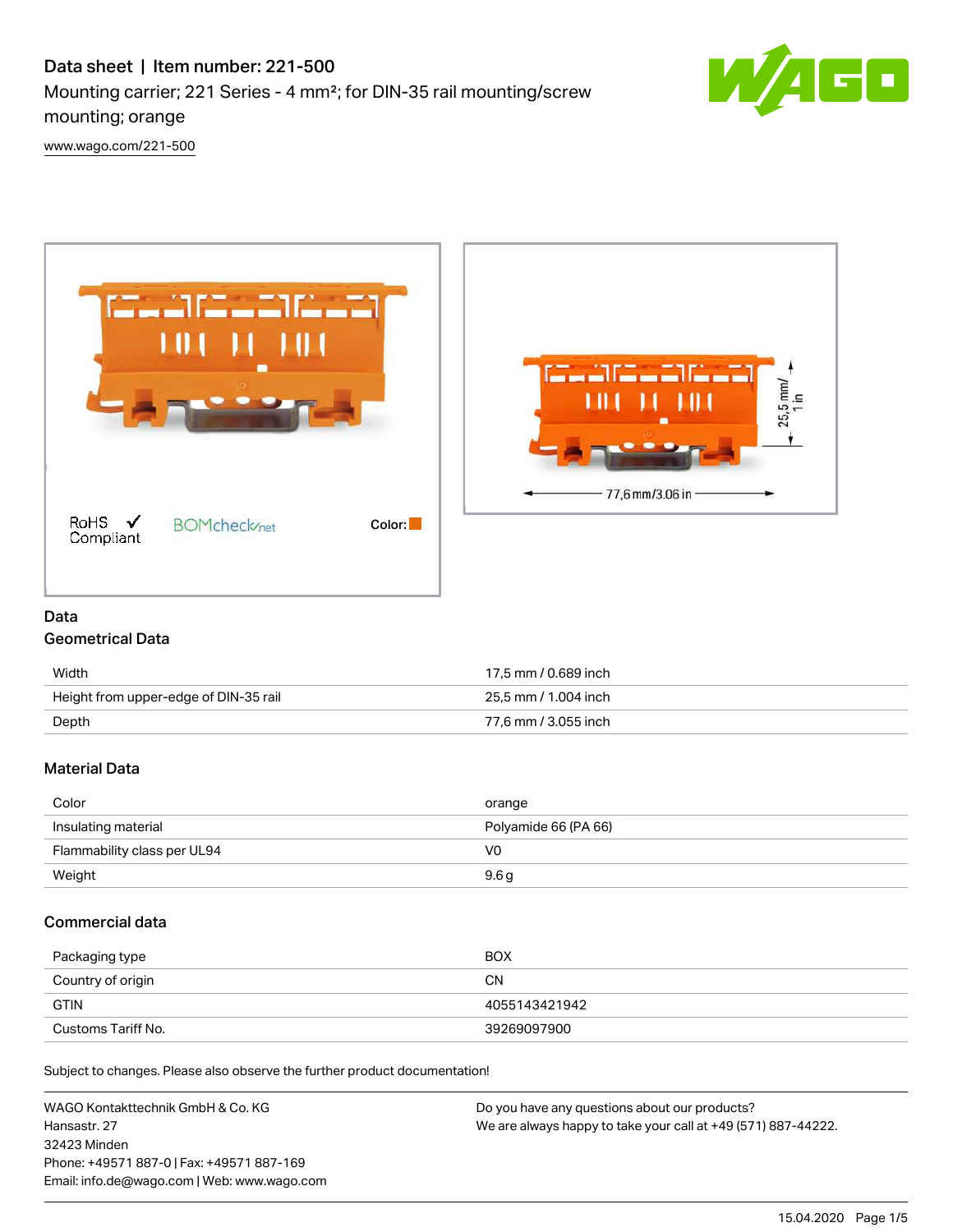# Data sheet | Item number: 221-500

Mounting carrier; 221 Series - 4 mm²; for DIN-35 rail mounting/screw mounting; orange

www.wago.com/221-500

RoHS Compliant ✓ BOMcheck.net Color:

25,5 mm/ 1 in

77,6 mm/3.06 in

## Data

### Geometrical Data

| | |
|---|---|
| Width | 17,5 mm / 0.689 inch |
| Height from upper-edge of DIN-35 rail | 25,5 mm / 1.004 inch |
| Depth | 77,6 mm / 3.055 inch |

### Material Data

| | |
|---|---|
| Color | orange |
| Insulating material | Polyamide 66 (PA 66) |
| Flammability class per UL94 | V0 |
| Weight | 9.6 g |

### Commercial data

| | |
|---|---|
| Packaging type | BOX |
| Country of origin | CN |
| GTIN | 4055143421942 |
| Customs Tariff No. | 39269097900 |

Subject to changes. Please also observe the further product documentation!

WAGO Kontakttechnik GmbH & Co. KG
Hansastr. 27
32423 Minden
Phone: +49571 887-0 | Fax: +49571 887-169
Email: info.de@wago.com | Web: www.wago.com

Do you have any questions about our products?
We are always happy to take your call at +49 (571) 887-44222.

15.04.2020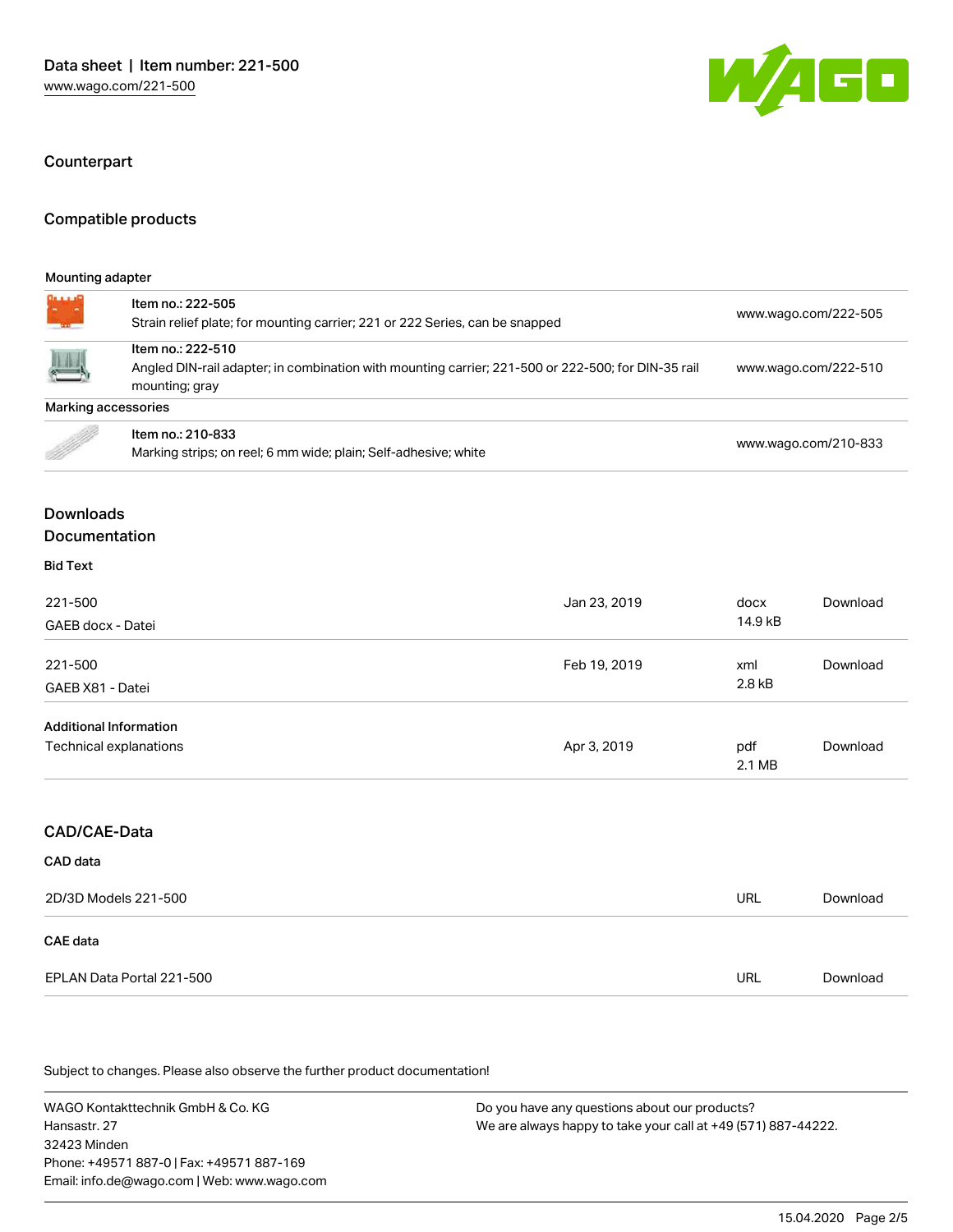## Counterpart

## Compatible products

| Mounting adapter | | |
| --- | --- | --- |
| | Item no.: 222-505<br>Strain relief plate; for mounting carrier; 221 or 222 Series, can be snapped | www.wago.com/222-505 |
| | Item no.: 222-510<br>Angled DIN-rail adapter; in combination with mounting carrier; 221-500 or 222-500; for DIN-35 rail mounting; gray | www.wago.com/222-510 |
| **Marking accessories** | | |
| | Item no.: 210-833<br>Marking strips; on reel; 6 mm wide; plain; Self-adhesive; white | www.wago.com/210-833 |

## Downloads
## Documentation

### Bid Text

| | | | |
| --- | --- | --- | --- |
| 221-500<br>GAEB docx - Datei | Jan 23, 2019 | docx<br>14.9 kB | Download |
| 221-500<br>GAEB X81 - Datei | Feb 19, 2019 | xml<br>2.8 kB | Download |

### Additional Information

| | | | |
| --- | --- | --- | --- |
| Technical explanations | Apr 3, 2019 | pdf<br>2.1 MB | Download |

## CAD/CAE-Data

### CAD data

| | | |
| --- | --- | --- |
| 2D/3D Models 221-500 | URL | Download |

### CAE data

| | | |
| --- | --- | --- |
| EPLAN Data Portal 221-500 | URL | Download |

Subject to changes. Please also observe the further product documentation!

WAGO Kontakttechnik GmbH & Co. KG
Hansastr. 27
32423 Minden
Phone: +49571 887-0 | Fax: +49571 887-169
Email: info.de@wago.com | Web: www.wago.com

Do you have any questions about our products?
We are always happy to take your call at +49 (571) 887-44222.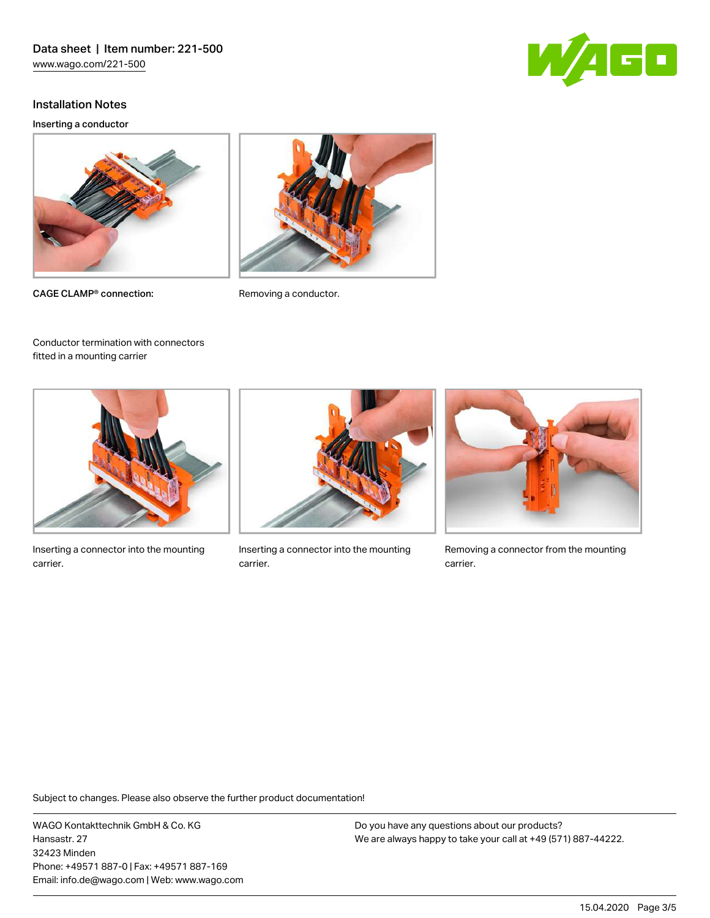## Installation Notes

### Inserting a conductor

CAGE CLAMP® connection:

Removing a conductor.

Conductor termination with connectors fitted in a mounting carrier

Inserting a connector into the mounting carrier.

Inserting a connector into the mounting carrier.

Removing a connector from the mounting carrier.

Subject to changes. Please also observe the further product documentation!

WAGO Kontakttechnik GmbH & Co. KG
Hansastr. 27
32423 Minden
Phone: +49571 887-0 | Fax: +49571 887-169
Email: info.de@wago.com | Web: www.wago.com

Do you have any questions about our products?
We are always happy to take your call at +49 (571) 887-44222.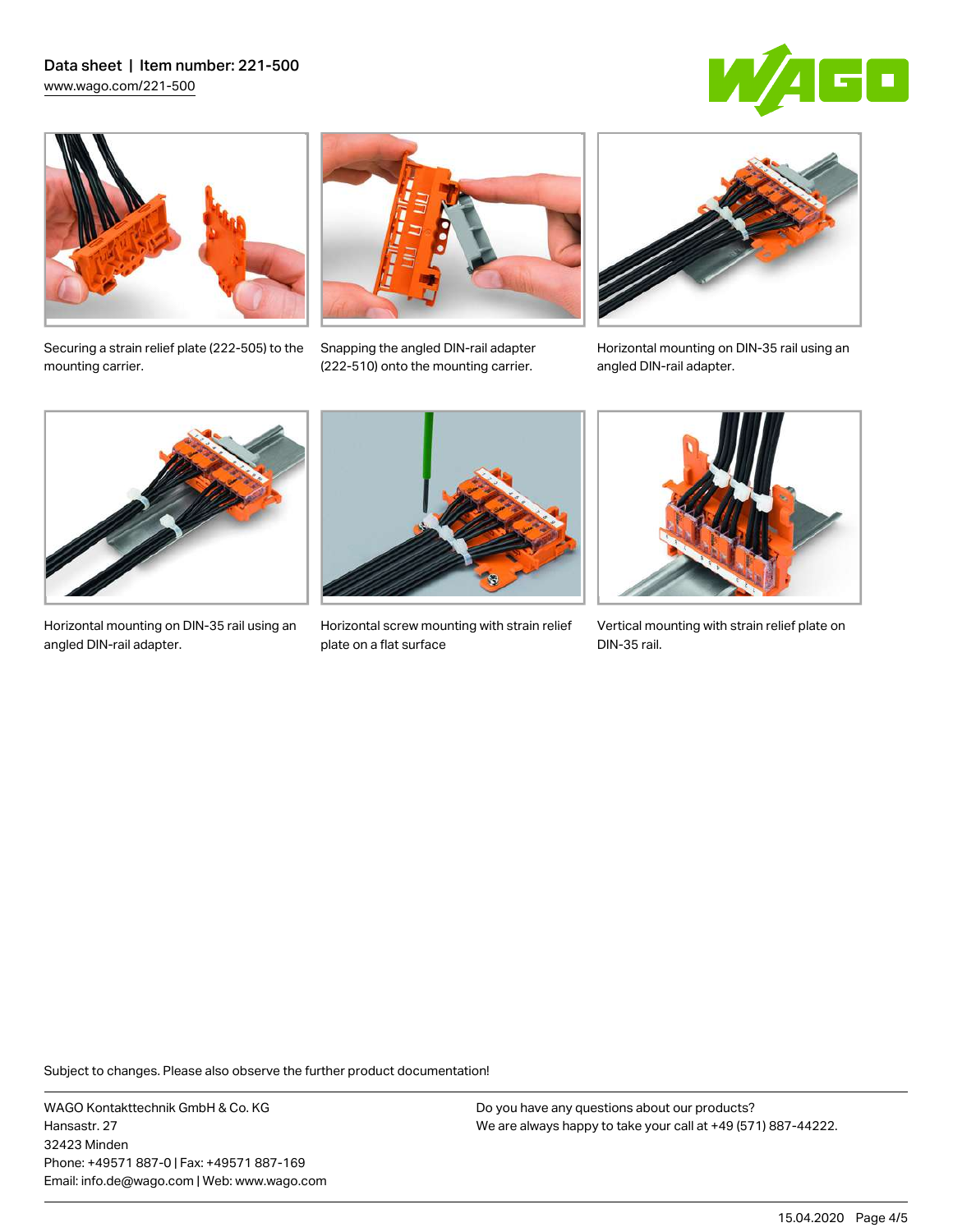Securing a strain relief plate (222-505) to the mounting carrier.

Snapping the angled DIN-rail adapter (222-510) onto the mounting carrier.

Horizontal mounting on DIN-35 rail using an angled DIN-rail adapter.

Horizontal mounting on DIN-35 rail using an angled DIN-rail adapter.

Horizontal screw mounting with strain relief plate on a flat surface

Vertical mounting with strain relief plate on DIN-35 rail.

Subject to changes. Please also observe the further product documentation!

WAGO Kontakttechnik GmbH & Co. KG
Hansastr. 27
32423 Minden
Phone: +49571 887-0 | Fax: +49571 887-169
Email: info.de@wago.com | Web: www.wago.com

Do you have any questions about our products?
We are always happy to take your call at +49 (571) 887-44222.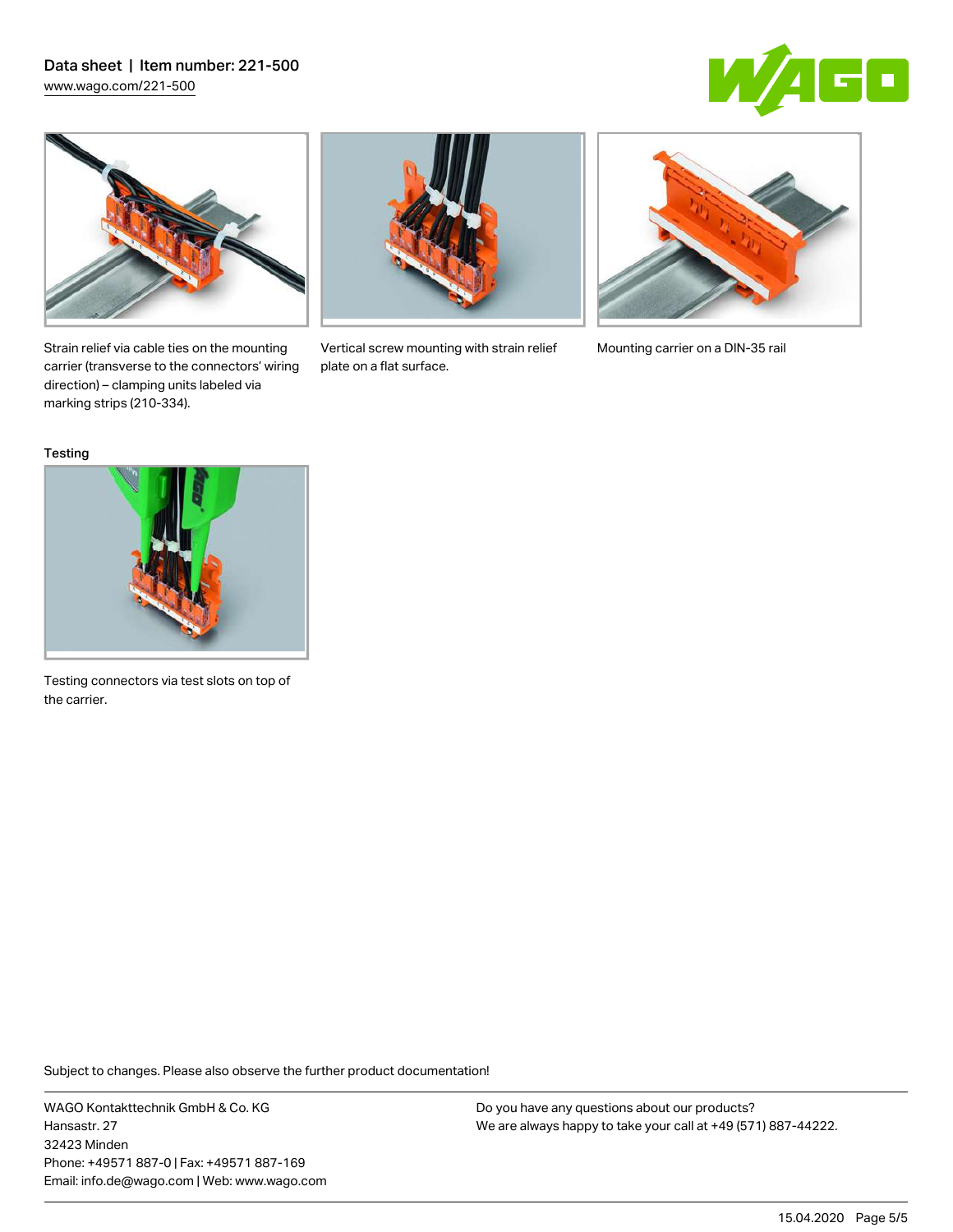Strain relief via cable ties on the mounting carrier (transverse to the connectors' wiring direction) – clamping units labeled via marking strips (210-334).

Vertical screw mounting with strain relief plate on a flat surface.

Mounting carrier on a DIN-35 rail

Testing

Testing connectors via test slots on top of the carrier.

Subject to changes. Please also observe the further product documentation!

WAGO Kontakttechnik GmbH & Co. KG
Hansastr. 27
32423 Minden
Phone: +49571 887-0 | Fax: +49571 887-169
Email: info.de@wago.com | Web: www.wago.com

Do you have any questions about our products?
We are always happy to take your call at +49 (571) 887-44222.